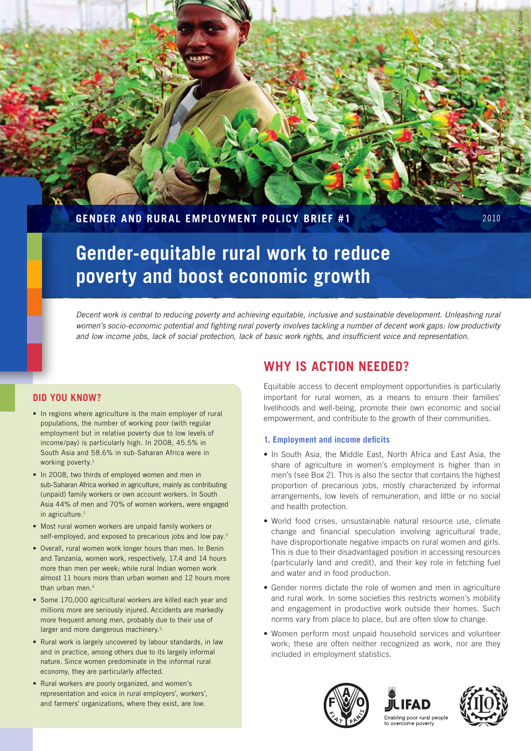GENDER AND RURAL EMPLOYMENT POLICY BRIEF #1

2010

# Gender-equitable rural work to reduce poverty and boost economic growth

*Decent work is central to reducing poverty and achieving equitable, inclusive and sustainable development. Unleashing rural women's socio-economic potential and fighting rural poverty involves tackling a number of decent work gaps: low productivity and low income jobs, lack of social protection, lack of basic work rights, and insufficient voice and representation.*

## DID YOU KNOW?

- In regions where agriculture is the main employer of rural populations, the number of working poor (with regular employment but in relative poverty due to low levels of income/pay) is particularly high. In 2008, 45.5% in South Asia and 58.6% in sub-Saharan Africa were in working poverty.[1]
- In 2008, two thirds of employed women and men in sub-Saharan Africa worked in agriculture, mainly as contributing (unpaid) family workers or own account workers. In South Asia 44% of men and 70% of women workers, were engaged in agriculture.[2]
- Most rural women workers are unpaid family workers or self-employed, and exposed to precarious jobs and low pay.[3]
- Overall, rural women work longer hours than men. In Benin and Tanzania, women work, respectively, 17.4 and 14 hours more than men per week; while rural Indian women work almost 11 hours more than urban women and 12 hours more than urban men.[4]
- Some 170,000 agricultural workers are killed each year and millions more are seriously injured. Accidents are markedly more frequent among men, probably due to their use of larger and more dangerous machinery.[5]
- Rural work is largely uncovered by labour standards, in law and in practice, among others due to its largely informal nature. Since women predominate in the informal rural economy, they are particularly affected.
- Rural workers are poorly organized, and women's representation and voice in rural employers', workers', and farmers' organizations, where they exist, are low.

## WHY IS ACTION NEEDED?

Equitable access to decent employment opportunities is particularly important for rural women, as a means to ensure their families' livelihoods and well-being, promote their own economic and social empowerment, and contribute to the growth of their communities.

### 1. Employment and income deficits

- In South Asia, the Middle East, North Africa and East Asia, the share of agriculture in women's employment is higher than in men's (see Box 2). This is also the sector that contains the highest proportion of precarious jobs, mostly characterized by informal arrangements, low levels of remuneration, and little or no social and health protection.
- World food crises, unsustainable natural resource use, climate change and financial speculation involving agricultural trade, have disproportionate negative impacts on rural women and girls. This is due to their disadvantaged position in accessing resources (particularly land and credit), and their key role in fetching fuel and water and in food production.
- Gender norms dictate the role of women and men in agriculture and rural work. In some societies this restricts women's mobility and engagement in productive work outside their homes. Such norms vary from place to place, but are often slow to change.
- Women perform most unpaid household services and volunteer work; these are often neither recognized as work, nor are they included in employment statistics.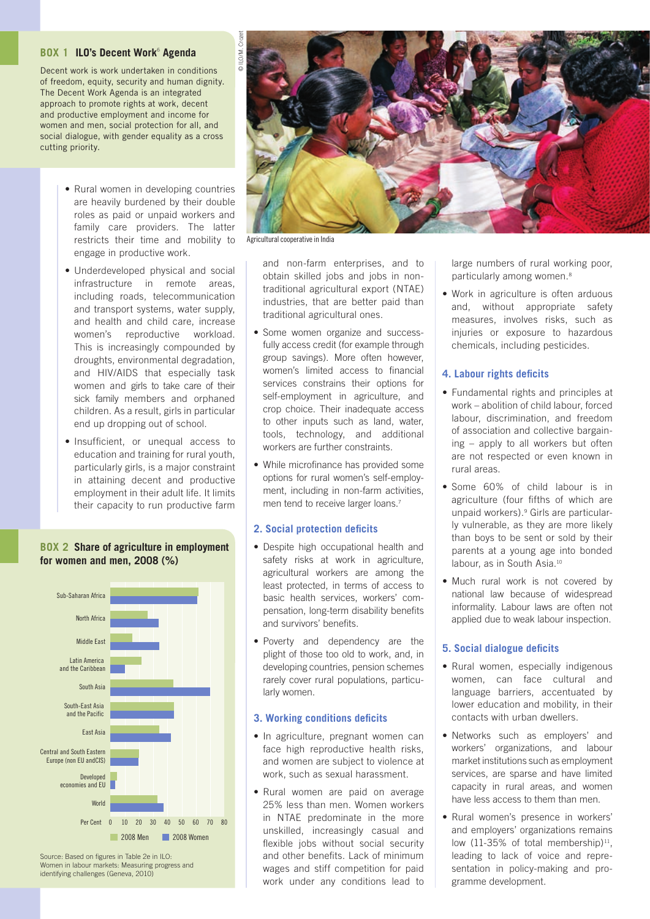## BOX 1 ILO's Decent Work[6] Agenda

Decent work is work undertaken in conditions of freedom, equity, security and human dignity. The Decent Work Agenda is an integrated approach to promote rights at work, decent and productive employment and income for women and men, social protection for all, and social dialogue, with gender equality as a cross cutting priority.

- Rural women in developing countries are heavily burdened by their double roles as paid or unpaid workers and family care providers. The latter restricts their time and mobility to engage in productive work.
- Underdeveloped physical and social infrastructure in remote areas, including roads, telecommunication and transport systems, water supply, and health and child care, increase women's reproductive workload. This is increasingly compounded by droughts, environmental degradation, and HIV/AIDS that especially task women and girls to take care of their sick family members and orphaned children. As a result, girls in particular end up dropping out of school.
- Insufficient, or unequal access to education and training for rural youth, particularly girls, is a major constraint in attaining decent and productive employment in their adult life. It limits their capacity to run productive farm and non-farm enterprises, and to obtain skilled jobs and jobs in non-traditional agricultural export (NTAE) industries, that are better paid than traditional agricultural ones.
- Some women organize and successfully access credit (for example through group savings). More often however, women's limited access to financial services constrains their options for self-employment in agriculture, and crop choice. Their inadequate access to other inputs such as land, water, tools, technology, and additional workers are further constraints.
- While microfinance has provided some options for rural women's self-employment, including in non-farm activities, men tend to receive larger loans.[7]

Agricultural cooperative in India

## BOX 2 Share of agriculture in employment for women and men, 2008 (%)

| Region | 2008 Men | 2008 Women |
|---|---|---|
| Sub-Saharan Africa | ~62 | ~61 |
| North Africa | ~26 | ~34 |
| Middle East | ~15 | ~35 |
| Latin America and the Caribbean | ~22 | ~10 |
| South Asia | ~45 | ~70 |
| South-East Asia and the Pacific | ~45 | ~45 |
| East Asia | ~35 | ~43 |
| Central and South Eastern Europe (non EU andCIS) | ~20 | ~20 |
| Developed economies and EU | ~5 | ~3 |
| World | ~34 | ~38 |

Source: Based on figures in Table 2e in ILO: Women in labour markets: Measuring progress and identifying challenges (Geneva, 2010)

### 2. Social protection deficits

- Despite high occupational health and safety risks at work in agriculture, agricultural workers are among the least protected, in terms of access to basic health services, workers' compensation, long-term disability benefits and survivors' benefits.
- Poverty and dependency are the plight of those too old to work, and, in developing countries, pension schemes rarely cover rural populations, particularly women.

### 3. Working conditions deficits

- In agriculture, pregnant women can face high reproductive health risks, and women are subject to violence at work, such as sexual harassment.
- Rural women are paid on average 25% less than men. Women workers in NTAE predominate in the more unskilled, increasingly casual and flexible jobs without social security and other benefits. Lack of minimum wages and stiff competition for paid work under any conditions lead to large numbers of rural working poor, particularly among women.[8]
- Work in agriculture is often arduous and, without appropriate safety measures, involves risks, such as injuries or exposure to hazardous chemicals, including pesticides.

### 4. Labour rights deficits

- Fundamental rights and principles at work – abolition of child labour, forced labour, discrimination, and freedom of association and collective bargaining – apply to all workers but often are not respected or even known in rural areas.
- Some 60% of child labour is in agriculture (four fifths of which are unpaid workers).[9] Girls are particularly vulnerable, as they are more likely than boys to be sent or sold by their parents at a young age into bonded labour, as in South Asia.[10]
- Much rural work is not covered by national law because of widespread informality. Labour laws are often not applied due to weak labour inspection.

### 5. Social dialogue deficits

- Rural women, especially indigenous women, can face cultural and language barriers, accentuated by lower education and mobility, in their contacts with urban dwellers.
- Networks such as employers' and workers' organizations, and labour market institutions such as employment services, are sparse and have limited capacity in rural areas, and women have less access to them than men.
- Rural women's presence in workers' and employers' organizations remains low (11-35% of total membership)[11], leading to lack of voice and representation in policy-making and programme development.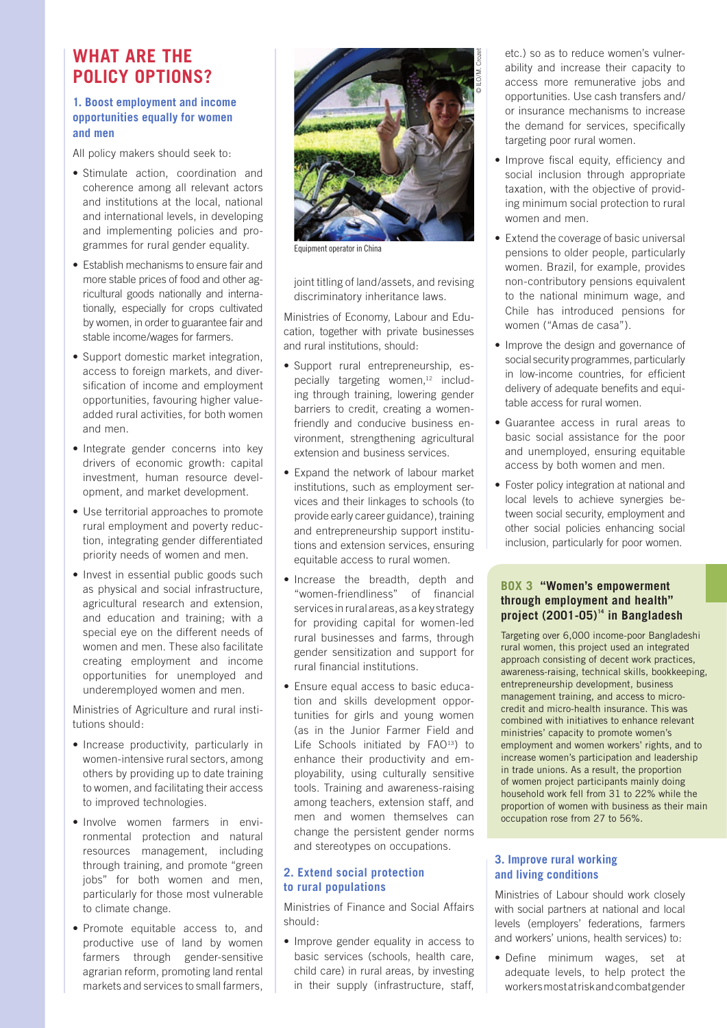# WHAT ARE THE POLICY OPTIONS?

### 1. Boost employment and income opportunities equally for women and men

All policy makers should seek to:

- Stimulate action, coordination and coherence among all relevant actors and institutions at the local, national and international levels, in developing and implementing policies and programmes for rural gender equality.
- Establish mechanisms to ensure fair and more stable prices of food and other agricultural goods nationally and internationally, especially for crops cultivated by women, in order to guarantee fair and stable income/wages for farmers.
- Support domestic market integration, access to foreign markets, and diversification of income and employment opportunities, favouring higher value-added rural activities, for both women and men.
- Integrate gender concerns into key drivers of economic growth: capital investment, human resource development, and market development.
- Use territorial approaches to promote rural employment and poverty reduction, integrating gender differentiated priority needs of women and men.
- Invest in essential public goods such as physical and social infrastructure, agricultural research and extension, and education and training; with a special eye on the different needs of women and men. These also facilitate creating employment and income opportunities for unemployed and underemployed women and men.

Ministries of Agriculture and rural institutions should:

- Increase productivity, particularly in women-intensive rural sectors, among others by providing up to date training to women, and facilitating their access to improved technologies.
- Involve women farmers in environmental protection and natural resources management, including through training, and promote "green jobs" for both women and men, particularly for those most vulnerable to climate change.
- Promote equitable access to, and productive use of land by women farmers through gender-sensitive agrarian reform, promoting land rental markets and services to small farmers, joint titling of land/assets, and revising discriminatory inheritance laws.

Equipment operator in China

Ministries of Economy, Labour and Education, together with private businesses and rural institutions, should:

- Support rural entrepreneurship, especially targeting women,[12] including through training, lowering gender barriers to credit, creating a women-friendly and conducive business environment, strengthening agricultural extension and business services.
- Expand the network of labour market institutions, such as employment services and their linkages to schools (to provide early career guidance), training and entrepreneurship support institutions and extension services, ensuring equitable access to rural women.
- Increase the breadth, depth and "women-friendliness" of financial services in rural areas, as a key strategy for providing capital for women-led rural businesses and farms, through gender sensitization and support for rural financial institutions.
- Ensure equal access to basic education and skills development opportunities for girls and young women (as in the Junior Farmer Field and Life Schools initiated by FAO[13]) to enhance their productivity and employability, using culturally sensitive tools. Training and awareness-raising among teachers, extension staff, and men and women themselves can change the persistent gender norms and stereotypes on occupations.

### 2. Extend social protection to rural populations

Ministries of Finance and Social Affairs should:

- Improve gender equality in access to basic services (schools, health care, child care) in rural areas, by investing in their supply (infrastructure, staff, etc.) so as to reduce women's vulnerability and increase their capacity to access more remunerative jobs and opportunities. Use cash transfers and/or insurance mechanisms to increase the demand for services, specifically targeting poor rural women.
- Improve fiscal equity, efficiency and social inclusion through appropriate taxation, with the objective of providing minimum social protection to rural women and men.
- Extend the coverage of basic universal pensions to older people, particularly women. Brazil, for example, provides non-contributory pensions equivalent to the national minimum wage, and Chile has introduced pensions for women ("Amas de casa").
- Improve the design and governance of social security programmes, particularly in low-income countries, for efficient delivery of adequate benefits and equitable access for rural women.
- Guarantee access in rural areas to basic social assistance for the poor and unemployed, ensuring equitable access by both women and men.
- Foster policy integration at national and local levels to achieve synergies between social security, employment and other social policies enhancing social inclusion, particularly for poor women.

> **BOX 3 "Women's empowerment through employment and health" project (2001-05)[14] in Bangladesh**
>
> Targeting over 6,000 income-poor Bangladeshi rural women, this project used an integrated approach consisting of decent work practices, awareness-raising, technical skills, bookkeeping, entrepreneurship development, business management training, and access to micro-credit and micro-health insurance. This was combined with initiatives to enhance relevant ministries' capacity to promote women's employment and women workers' rights, and to increase women's participation and leadership in trade unions. As a result, the proportion of women project participants mainly doing household work fell from 31 to 22% while the proportion of women with business as their main occupation rose from 27 to 56%.

### 3. Improve rural working and living conditions

Ministries of Labour should work closely with social partners at national and local levels (employers' federations, farmers and workers' unions, health services) to:

- Define minimum wages, set at adequate levels, to help protect the workers most at risk and combat gender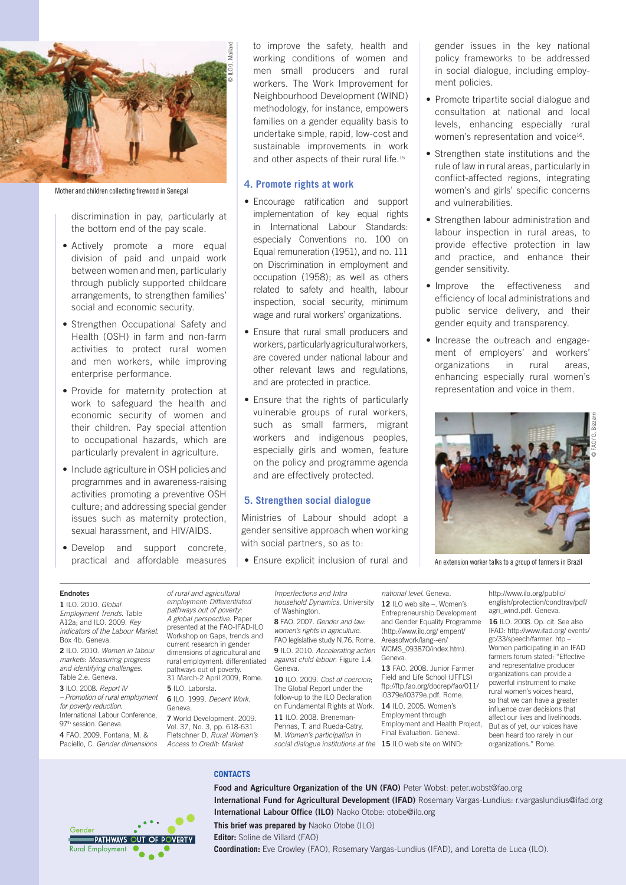Mother and children collecting firewood in Senegal

discrimination in pay, particularly at the bottom end of the pay scale.

- Actively promote a more equal division of paid and unpaid work between women and men, particularly through publicly supported childcare arrangements, to strengthen families' social and economic security.
- Strengthen Occupational Safety and Health (OSH) in farm and non-farm activities to protect rural women and men workers, while improving enterprise performance.
- Provide for maternity protection at work to safeguard the health and economic security of women and their children. Pay special attention to occupational hazards, which are particularly prevalent in agriculture.
- Include agriculture in OSH policies and programmes and in awareness-raising activities promoting a preventive OSH culture; and addressing special gender issues such as maternity protection, sexual harassment, and HIV/AIDS.
- Develop and support concrete, practical and affordable measures to improve the safety, health and working conditions of women and men small producers and rural workers. The Work Improvement for Neighbourhood Development (WIND) methodology, for instance, empowers families on a gender equality basis to undertake simple, rapid, low-cost and sustainable improvements in work and other aspects of their rural life.[15]

### 4. Promote rights at work

- Encourage ratification and support implementation of key equal rights in International Labour Standards: especially Conventions no. 100 on Equal remuneration (1951), and no. 111 on Discrimination in employment and occupation (1958); as well as others related to safety and health, labour inspection, social security, minimum wage and rural workers' organizations.
- Ensure that rural small producers and workers, particularly agricultural workers, are covered under national labour and other relevant laws and regulations, and are protected in practice.
- Ensure that the rights of particularly vulnerable groups of rural workers, such as small farmers, migrant workers and indigenous peoples, especially girls and women, feature on the policy and programme agenda and are effectively protected.

### 5. Strengthen social dialogue

Ministries of Labour should adopt a gender sensitive approach when working with social partners, so as to:

- Ensure explicit inclusion of rural and gender issues in the key national policy frameworks to be addressed in social dialogue, including employment policies.
- Promote tripartite social dialogue and consultation at national and local levels, enhancing especially rural women's representation and voice[16].
- Strengthen state institutions and the rule of law in rural areas, particularly in conflict-affected regions, integrating women's and girls' specific concerns and vulnerabilities.
- Strengthen labour administration and labour inspection in rural areas, to provide effective protection in law and practice, and enhance their gender sensitivity.
- Improve the effectiveness and efficiency of local administrations and public service delivery, and their gender equity and transparency.
- Increase the outreach and engagement of employers' and workers' organizations in rural areas, enhancing especially rural women's representation and voice in them.

An extension worker talks to a group of farmers in Brazil

#### Endnotes

1 ILO. 2010. *Global Employment Trends.* Table A12a; and ILO. 2009. *Key indicators of the Labour Market.* Box 4b. Geneva.

2 ILO. 2010. *Women in labour markets: Measuring progress and identifying challenges.* Table 2.e. Geneva.

3 ILO. 2008. *Report IV – Promotion of rural employment for poverty reduction.* International Labour Conference, 97th session. Geneva.

4 FAO. 2009. Fontana, M. & Paciello, C. *Gender dimensions of rural and agricultural employment: Differentiated pathways out of poverty: A global perspective.* Paper presented at the FAO-IFAD-ILO Workshop on Gaps, trends and current research in gender dimensions of agricultural and rural employment: differentiated pathways out of poverty. 31 March-2 April 2009, Rome.

5 ILO. Laborsta.

6 ILO. 1999. *Decent Work.* Geneva.

7 World Development. 2009. Vol. 37, No. 3, pp. 618-631. Fletschner D. *Rural Women's Access to Credit: Market Imperfections and Intra household Dynamics.* University of Washington.

8 FAO. 2007. *Gender and law: women's rights in agriculture.* FAO legislative study N.76. Rome.

9 ILO. 2010. *Accelerating action against child labour.* Figure 1.4. Geneva.

10 ILO. 2009. *Cost of coercion*; The Global Report under the follow-up to the ILO Declaration on Fundamental Rights at Work.

11 ILO. 2008. Breneman-Pennas, T. and Rueda-Catry, M. *Women's participation in social dialogue institutions at the national level.* Geneva.

12 ILO web site –. Women's Entrepreneurship Development and Gender Equality Programme (http://www.ilo.org/ empent/ Areasofwork/lang--en/ WCMS_093870/index.htm). Geneva.

13 FAO. 2008. Junior Farmer Field and Life School (JFFLS) ftp://ftp.fao.org/docrep/fao/011/ i0379e/i0379e.pdf. Rome.

14 ILO. 2005. Women's Employment through Employment and Health Project, Final Evaluation. Geneva.

15 ILO web site on WIND: http://www.ilo.org/public/ english/protection/condtrav/pdf/ agri_wind.pdf. Geneva.

16 ILO. 2008. Op. cit. See also IFAD: http://www.ifad.org/ events/ gc/33/speech/farmer. htp – Women participating in an IFAD farmers forum stated: "Effective and representative producer organizations can provide a powerful instrument to make rural women's voices heard, so that we can have a greater influence over decisions that affect our lives and livelihoods. But as of yet, our voices have been heard too rarely in our organizations." Rome.

#### CONTACTS

**Food and Agriculture Organization of the UN (FAO)** Peter Wobst: peter.wobst@fao.org
**International Fund for Agricultural Development (IFAD)** Rosemary Vargas-Lundius: r.vargaslundius@ifad.org
**International Labour Office (ILO)** Naoko Otobe: otobe@ilo.org

**This brief was prepared by** Naoko Otobe (ILO)
**Editor:** Soline de Villard (FAO)
**Coordination:** Eve Crowley (FAO), Rosemary Vargas-Lundius (IFAD), and Loretta de Luca (ILO).

Gender
PATHWAYS OUT OF POVERTY
Rural Employment